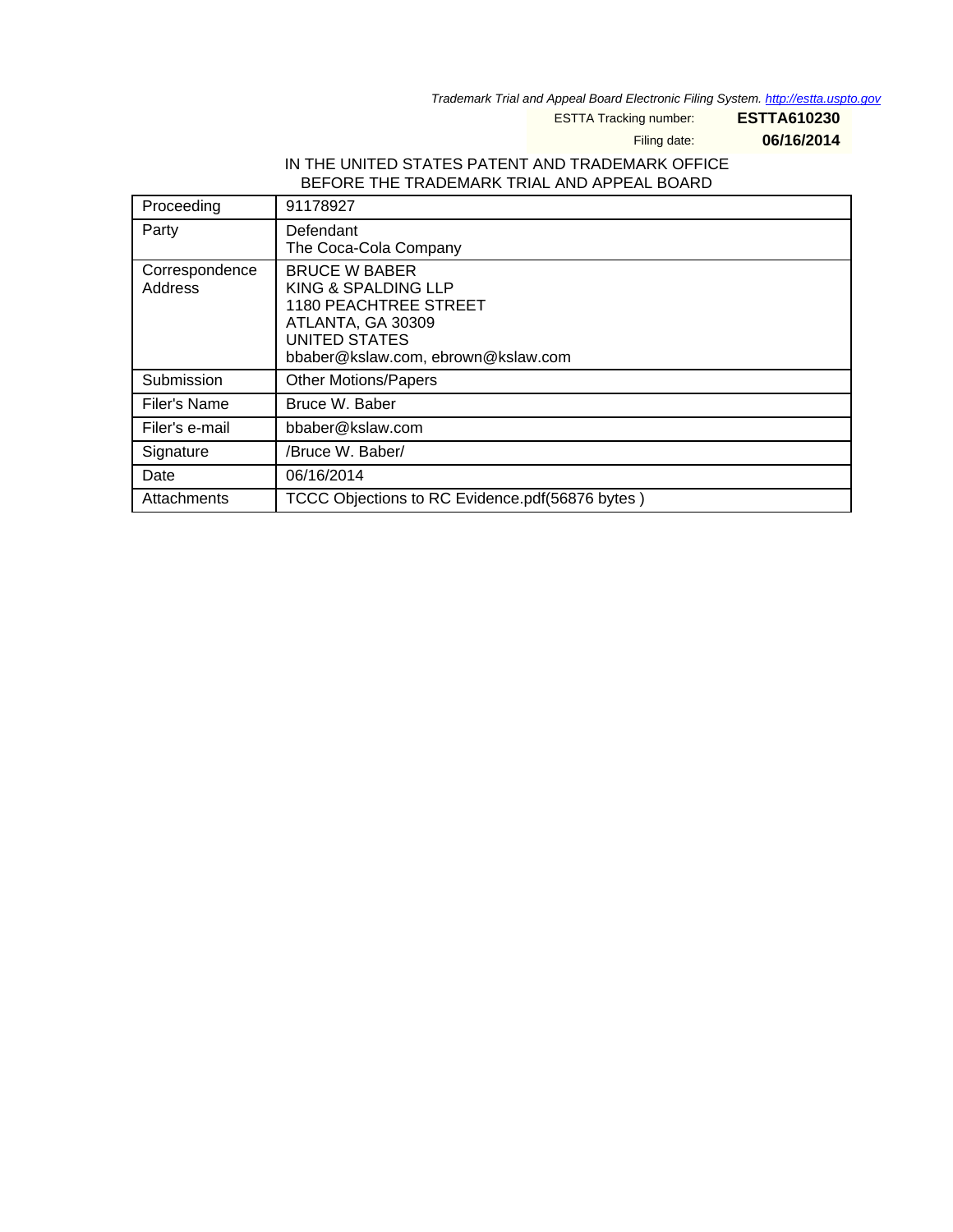*Trademark Trial and Appeal Board Electronic Filing System. http://estta.uspto.gov*

ESTTA Tracking number: **ESTTA610230**

Filing date: **06/16/2014**

IN THE UNITED STATES PATENT AND TRADEMARK OFFICE
BEFORE THE TRADEMARK TRIAL AND APPEAL BOARD

| | |
|---|---|
| Proceeding | 91178927 |
| Party | Defendant<br>The Coca-Cola Company |
| Correspondence Address | BRUCE W BABER<br>KING & SPALDING LLP<br>1180 PEACHTREE STREET<br>ATLANTA, GA 30309<br>UNITED STATES<br>bbaber@kslaw.com, ebrown@kslaw.com |
| Submission | Other Motions/Papers |
| Filer's Name | Bruce W. Baber |
| Filer's e-mail | bbaber@kslaw.com |
| Signature | /Bruce W. Baber/ |
| Date | 06/16/2014 |
| Attachments | TCCC Objections to RC Evidence.pdf(56876 bytes ) |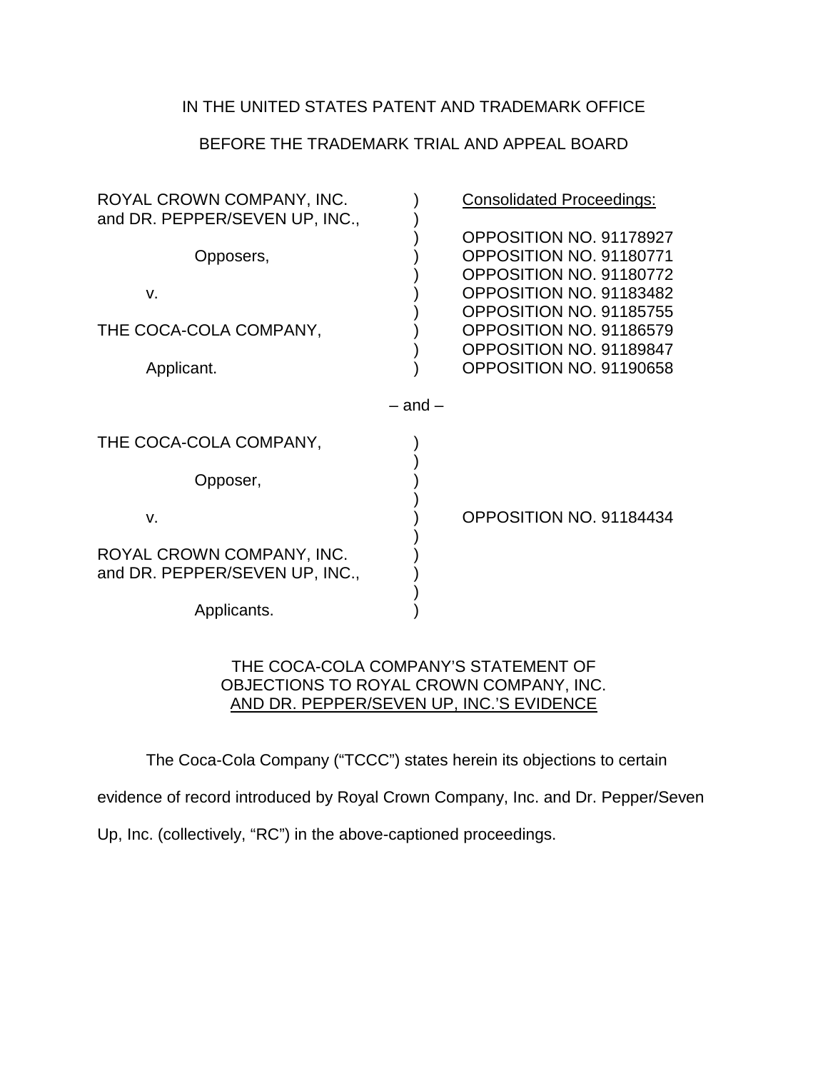IN THE UNITED STATES PATENT AND TRADEMARK OFFICE

BEFORE THE TRADEMARK TRIAL AND APPEAL BOARD

| | | |
|---|---|---|
| ROYAL CROWN COMPANY, INC. and DR. PEPPER/SEVEN UP, INC., | ) | Consolidated Proceedings: |
| Opposers, | ) | OPPOSITION NO. 91178927 |
| | ) | OPPOSITION NO. 91180771 |
| v. | ) | OPPOSITION NO. 91180772 |
| | ) | OPPOSITION NO. 91183482 |
| THE COCA-COLA COMPANY, | ) | OPPOSITION NO. 91185755 |
| | ) | OPPOSITION NO. 91186579 |
| | ) | OPPOSITION NO. 91189847 |
| Applicant. | ) | OPPOSITION NO. 91190658 |

– and –

| | | |
|---|---|---|
| THE COCA-COLA COMPANY, | ) | |
| Opposer, | ) | |
| v. | ) | OPPOSITION NO. 91184434 |
| ROYAL CROWN COMPANY, INC. and DR. PEPPER/SEVEN UP, INC., | ) | |
| Applicants. | ) | |

THE COCA-COLA COMPANY'S STATEMENT OF OBJECTIONS TO ROYAL CROWN COMPANY, INC. AND DR. PEPPER/SEVEN UP, INC.'S EVIDENCE

The Coca-Cola Company ("TCCC") states herein its objections to certain evidence of record introduced by Royal Crown Company, Inc. and Dr. Pepper/Seven Up, Inc. (collectively, "RC") in the above-captioned proceedings.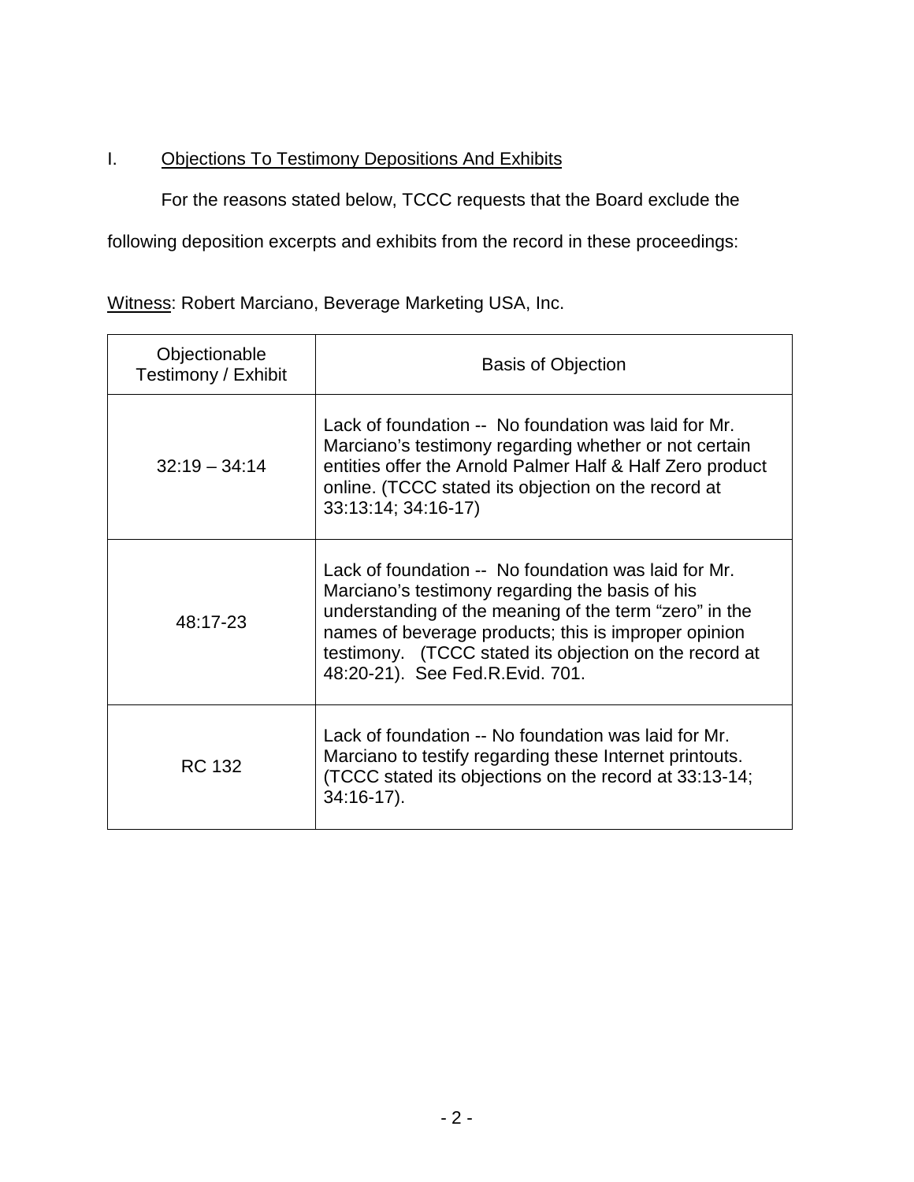## I. Objections To Testimony Depositions And Exhibits

For the reasons stated below, TCCC requests that the Board exclude the following deposition excerpts and exhibits from the record in these proceedings:

Witness: Robert Marciano, Beverage Marketing USA, Inc.

| Objectionable Testimony / Exhibit | Basis of Objection |
|---|---|
| 32:19 – 34:14 | Lack of foundation -- No foundation was laid for Mr. Marciano's testimony regarding whether or not certain entities offer the Arnold Palmer Half & Half Zero product online. (TCCC stated its objection on the record at 33:13:14; 34:16-17) |
| 48:17-23 | Lack of foundation -- No foundation was laid for Mr. Marciano's testimony regarding the basis of his understanding of the meaning of the term "zero" in the names of beverage products; this is improper opinion testimony. (TCCC stated its objection on the record at 48:20-21). See Fed.R.Evid. 701. |
| RC 132 | Lack of foundation -- No foundation was laid for Mr. Marciano to testify regarding these Internet printouts. (TCCC stated its objections on the record at 33:13-14; 34:16-17). |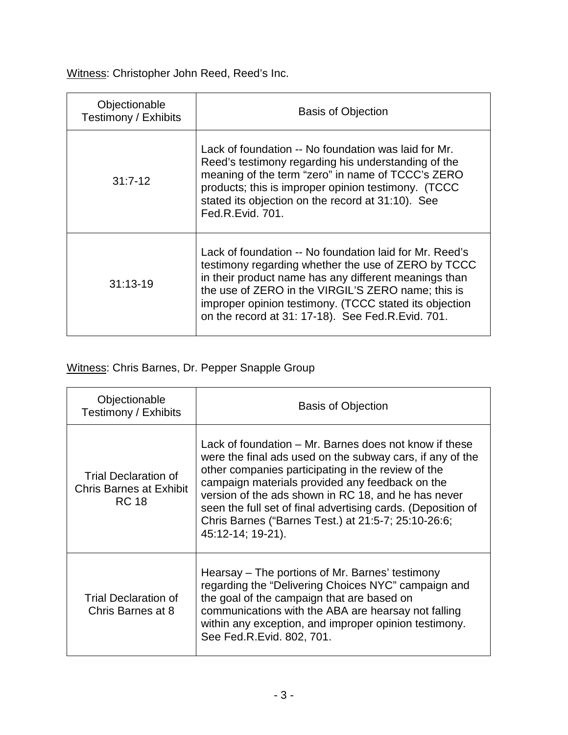<u>Witness</u>: Christopher John Reed, Reed's Inc.

| Objectionable Testimony / Exhibits | Basis of Objection |
|---|---|
| 31:7-12 | Lack of foundation -- No foundation was laid for Mr. Reed's testimony regarding his understanding of the meaning of the term "zero" in name of TCCC's ZERO products; this is improper opinion testimony. (TCCC stated its objection on the record at 31:10). See Fed.R.Evid. 701. |
| 31:13-19 | Lack of foundation -- No foundation laid for Mr. Reed's testimony regarding whether the use of ZERO by TCCC in their product name has any different meanings than the use of ZERO in the VIRGIL'S ZERO name; this is improper opinion testimony. (TCCC stated its objection on the record at 31: 17-18). See Fed.R.Evid. 701. |

<u>Witness</u>: Chris Barnes, Dr. Pepper Snapple Group

| Objectionable Testimony / Exhibits | Basis of Objection |
|---|---|
| Trial Declaration of Chris Barnes at Exhibit RC 18 | Lack of foundation – Mr. Barnes does not know if these were the final ads used on the subway cars, if any of the other companies participating in the review of the campaign materials provided any feedback on the version of the ads shown in RC 18, and he has never seen the full set of final advertising cards. (Deposition of Chris Barnes ("Barnes Test.) at 21:5-7; 25:10-26:6; 45:12-14; 19-21). |
| Trial Declaration of Chris Barnes at 8 | Hearsay – The portions of Mr. Barnes' testimony regarding the "Delivering Choices NYC" campaign and the goal of the campaign that are based on communications with the ABA are hearsay not falling within any exception, and improper opinion testimony. See Fed.R.Evid. 802, 701. |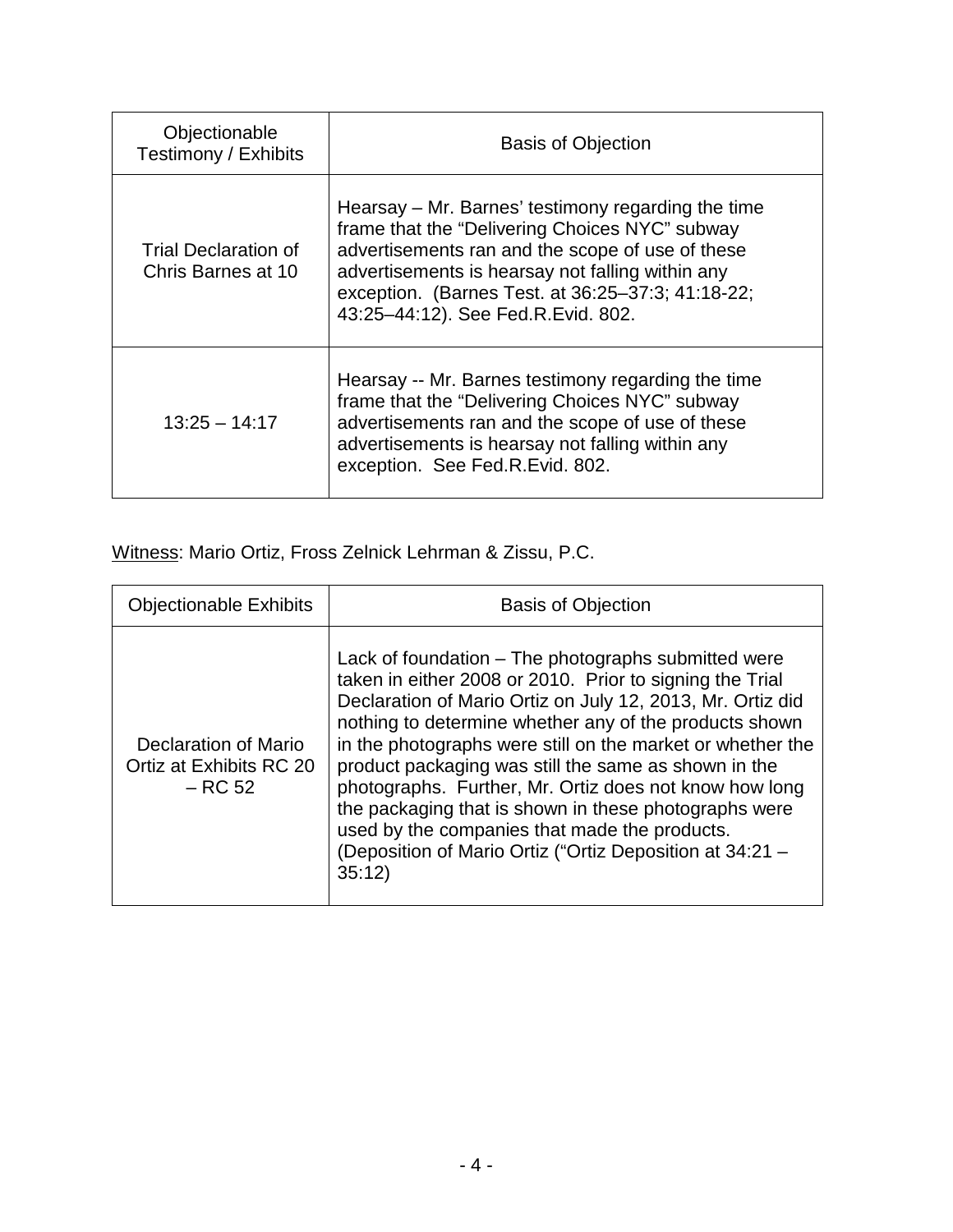| Objectionable Testimony / Exhibits | Basis of Objection |
| --- | --- |
| Trial Declaration of Chris Barnes at 10 | Hearsay – Mr. Barnes' testimony regarding the time frame that the "Delivering Choices NYC" subway advertisements ran and the scope of use of these advertisements is hearsay not falling within any exception. (Barnes Test. at 36:25–37:3; 41:18-22; 43:25–44:12). See Fed.R.Evid. 802. |
| 13:25 – 14:17 | Hearsay -- Mr. Barnes testimony regarding the time frame that the "Delivering Choices NYC" subway advertisements ran and the scope of use of these advertisements is hearsay not falling within any exception. See Fed.R.Evid. 802. |

Witness: Mario Ortiz, Fross Zelnick Lehrman & Zissu, P.C.

| Objectionable Exhibits | Basis of Objection |
| --- | --- |
| Declaration of Mario Ortiz at Exhibits RC 20 – RC 52 | Lack of foundation – The photographs submitted were taken in either 2008 or 2010. Prior to signing the Trial Declaration of Mario Ortiz on July 12, 2013, Mr. Ortiz did nothing to determine whether any of the products shown in the photographs were still on the market or whether the product packaging was still the same as shown in the photographs. Further, Mr. Ortiz does not know how long the packaging that is shown in these photographs were used by the companies that made the products. (Deposition of Mario Ortiz ("Ortiz Deposition at 34:21 – 35:12) |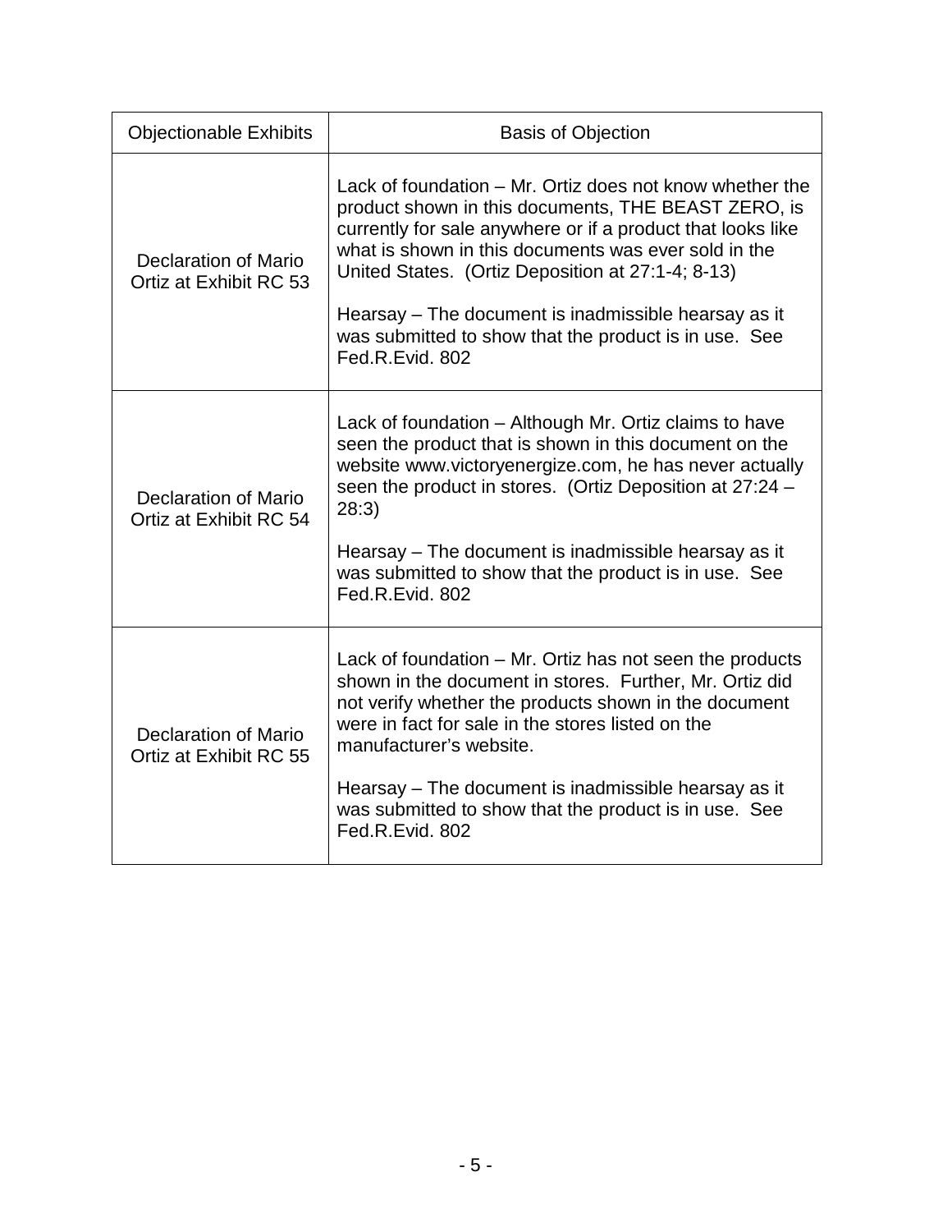| Objectionable Exhibits | Basis of Objection |
|---|---|
| Declaration of Mario Ortiz at Exhibit RC 53 | Lack of foundation – Mr. Ortiz does not know whether the product shown in this documents, THE BEAST ZERO, is currently for sale anywhere or if a product that looks like what is shown in this documents was ever sold in the United States. (Ortiz Deposition at 27:1-4; 8-13)<br><br>Hearsay – The document is inadmissible hearsay as it was submitted to show that the product is in use. See Fed.R.Evid. 802 |
| Declaration of Mario Ortiz at Exhibit RC 54 | Lack of foundation – Although Mr. Ortiz claims to have seen the product that is shown in this document on the website www.victoryenergize.com, he has never actually seen the product in stores. (Ortiz Deposition at 27:24 – 28:3)<br><br>Hearsay – The document is inadmissible hearsay as it was submitted to show that the product is in use. See Fed.R.Evid. 802 |
| Declaration of Mario Ortiz at Exhibit RC 55 | Lack of foundation – Mr. Ortiz has not seen the products shown in the document in stores. Further, Mr. Ortiz did not verify whether the products shown in the document were in fact for sale in the stores listed on the manufacturer's website.<br><br>Hearsay – The document is inadmissible hearsay as it was submitted to show that the product is in use. See Fed.R.Evid. 802 |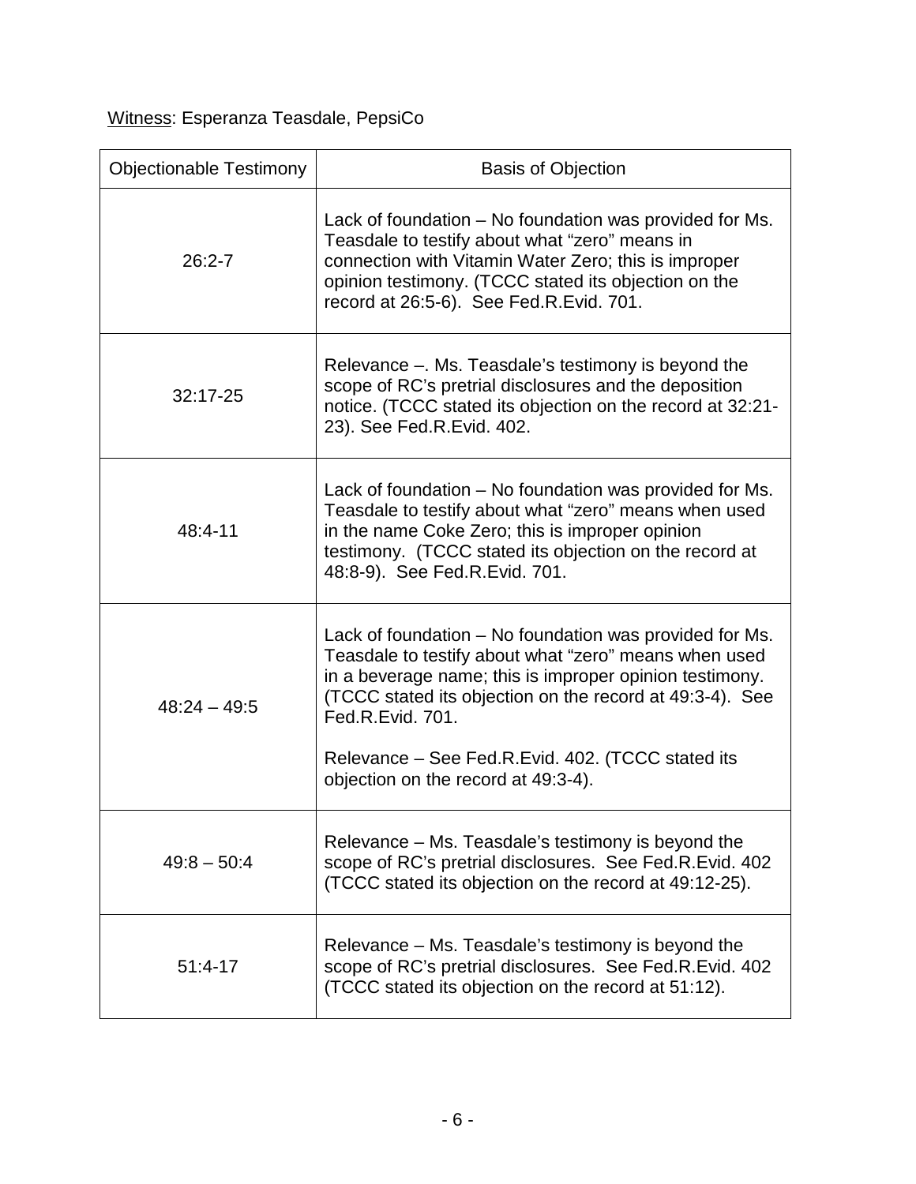<u>Witness</u>: Esperanza Teasdale, PepsiCo

| Objectionable Testimony | Basis of Objection |
|---|---|
| 26:2-7 | Lack of foundation – No foundation was provided for Ms. Teasdale to testify about what "zero" means in connection with Vitamin Water Zero; this is improper opinion testimony. (TCCC stated its objection on the record at 26:5-6). See Fed.R.Evid. 701. |
| 32:17-25 | Relevance –. Ms. Teasdale's testimony is beyond the scope of RC's pretrial disclosures and the deposition notice. (TCCC stated its objection on the record at 32:21-23). See Fed.R.Evid. 402. |
| 48:4-11 | Lack of foundation – No foundation was provided for Ms. Teasdale to testify about what "zero" means when used in the name Coke Zero; this is improper opinion testimony. (TCCC stated its objection on the record at 48:8-9). See Fed.R.Evid. 701. |
| 48:24 – 49:5 | Lack of foundation – No foundation was provided for Ms. Teasdale to testify about what "zero" means when used in a beverage name; this is improper opinion testimony. (TCCC stated its objection on the record at 49:3-4). See Fed.R.Evid. 701.<br><br>Relevance – See Fed.R.Evid. 402. (TCCC stated its objection on the record at 49:3-4). |
| 49:8 – 50:4 | Relevance – Ms. Teasdale's testimony is beyond the scope of RC's pretrial disclosures. See Fed.R.Evid. 402 (TCCC stated its objection on the record at 49:12-25). |
| 51:4-17 | Relevance – Ms. Teasdale's testimony is beyond the scope of RC's pretrial disclosures. See Fed.R.Evid. 402 (TCCC stated its objection on the record at 51:12). |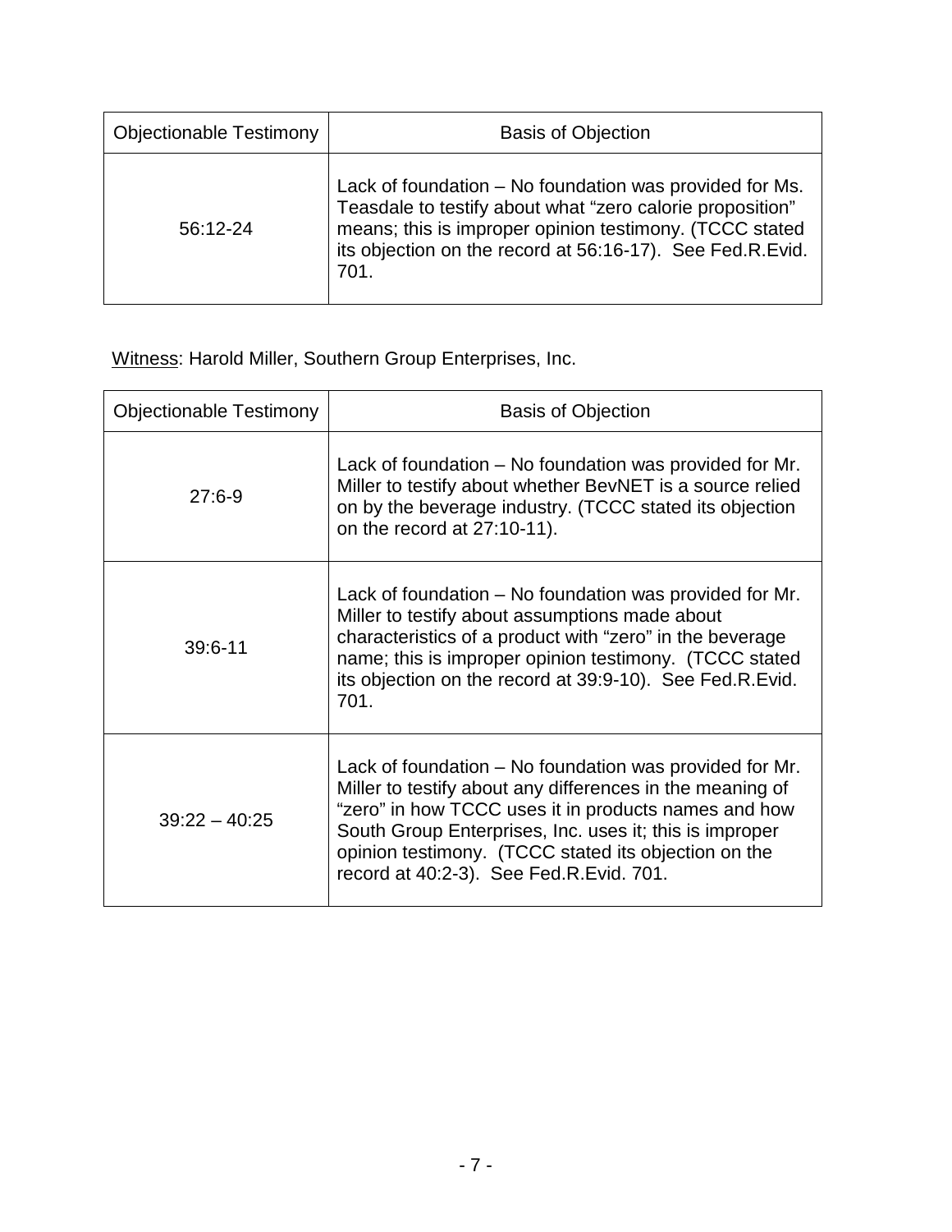| Objectionable Testimony | Basis of Objection |
|---|---|
| 56:12-24 | Lack of foundation – No foundation was provided for Ms. Teasdale to testify about what "zero calorie proposition" means; this is improper opinion testimony. (TCCC stated its objection on the record at 56:16-17). See Fed.R.Evid. 701. |

<u>Witness</u>: Harold Miller, Southern Group Enterprises, Inc.

| Objectionable Testimony | Basis of Objection |
|---|---|
| 27:6-9 | Lack of foundation – No foundation was provided for Mr. Miller to testify about whether BevNET is a source relied on by the beverage industry. (TCCC stated its objection on the record at 27:10-11). |
| 39:6-11 | Lack of foundation – No foundation was provided for Mr. Miller to testify about assumptions made about characteristics of a product with "zero" in the beverage name; this is improper opinion testimony. (TCCC stated its objection on the record at 39:9-10). See Fed.R.Evid. 701. |
| 39:22 – 40:25 | Lack of foundation – No foundation was provided for Mr. Miller to testify about any differences in the meaning of "zero" in how TCCC uses it in products names and how South Group Enterprises, Inc. uses it; this is improper opinion testimony. (TCCC stated its objection on the record at 40:2-3). See Fed.R.Evid. 701. |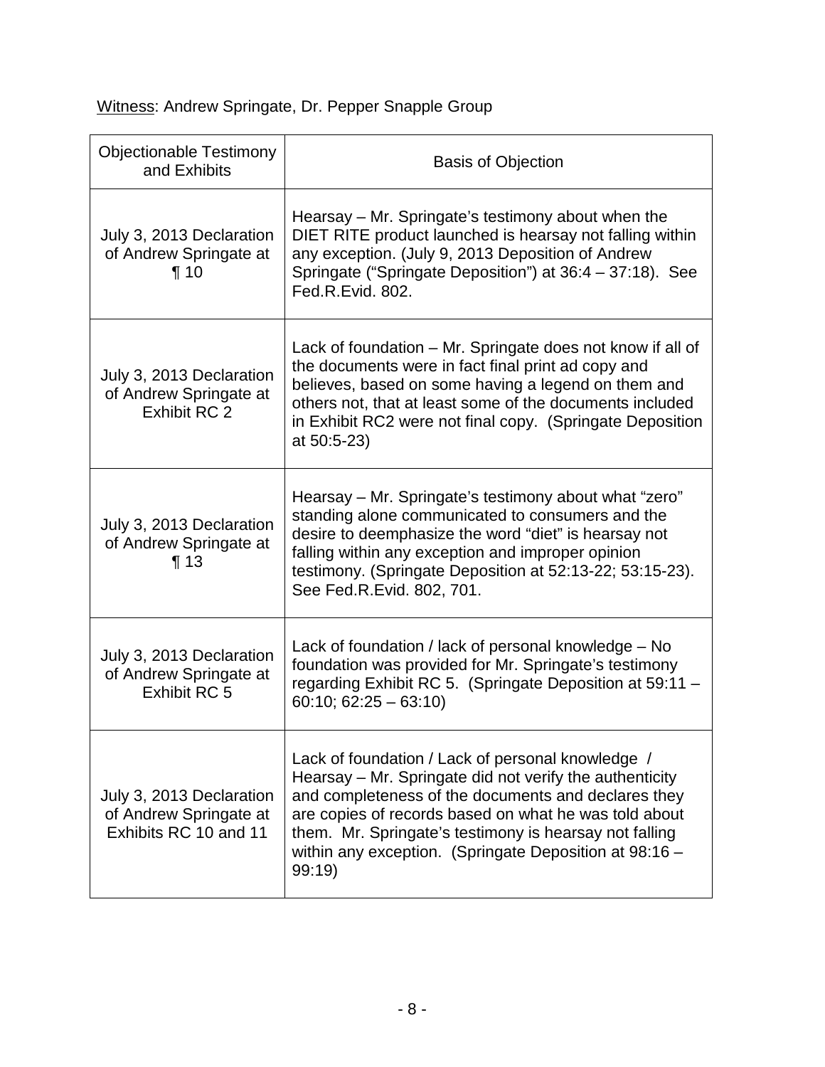<u>Witness</u>: Andrew Springate, Dr. Pepper Snapple Group

| Objectionable Testimony and Exhibits | Basis of Objection |
|---|---|
| July 3, 2013 Declaration of Andrew Springate at ¶ 10 | Hearsay – Mr. Springate's testimony about when the DIET RITE product launched is hearsay not falling within any exception. (July 9, 2013 Deposition of Andrew Springate ("Springate Deposition") at 36:4 – 37:18). See Fed.R.Evid. 802. |
| July 3, 2013 Declaration of Andrew Springate at Exhibit RC 2 | Lack of foundation – Mr. Springate does not know if all of the documents were in fact final print ad copy and believes, based on some having a legend on them and others not, that at least some of the documents included in Exhibit RC2 were not final copy. (Springate Deposition at 50:5-23) |
| July 3, 2013 Declaration of Andrew Springate at ¶ 13 | Hearsay – Mr. Springate's testimony about what "zero" standing alone communicated to consumers and the desire to deemphasize the word "diet" is hearsay not falling within any exception and improper opinion testimony. (Springate Deposition at 52:13-22; 53:15-23). See Fed.R.Evid. 802, 701. |
| July 3, 2013 Declaration of Andrew Springate at Exhibit RC 5 | Lack of foundation / lack of personal knowledge – No foundation was provided for Mr. Springate's testimony regarding Exhibit RC 5. (Springate Deposition at 59:11 – 60:10; 62:25 – 63:10) |
| July 3, 2013 Declaration of Andrew Springate at Exhibits RC 10 and 11 | Lack of foundation / Lack of personal knowledge / Hearsay – Mr. Springate did not verify the authenticity and completeness of the documents and declares they are copies of records based on what he was told about them. Mr. Springate's testimony is hearsay not falling within any exception. (Springate Deposition at 98:16 – 99:19) |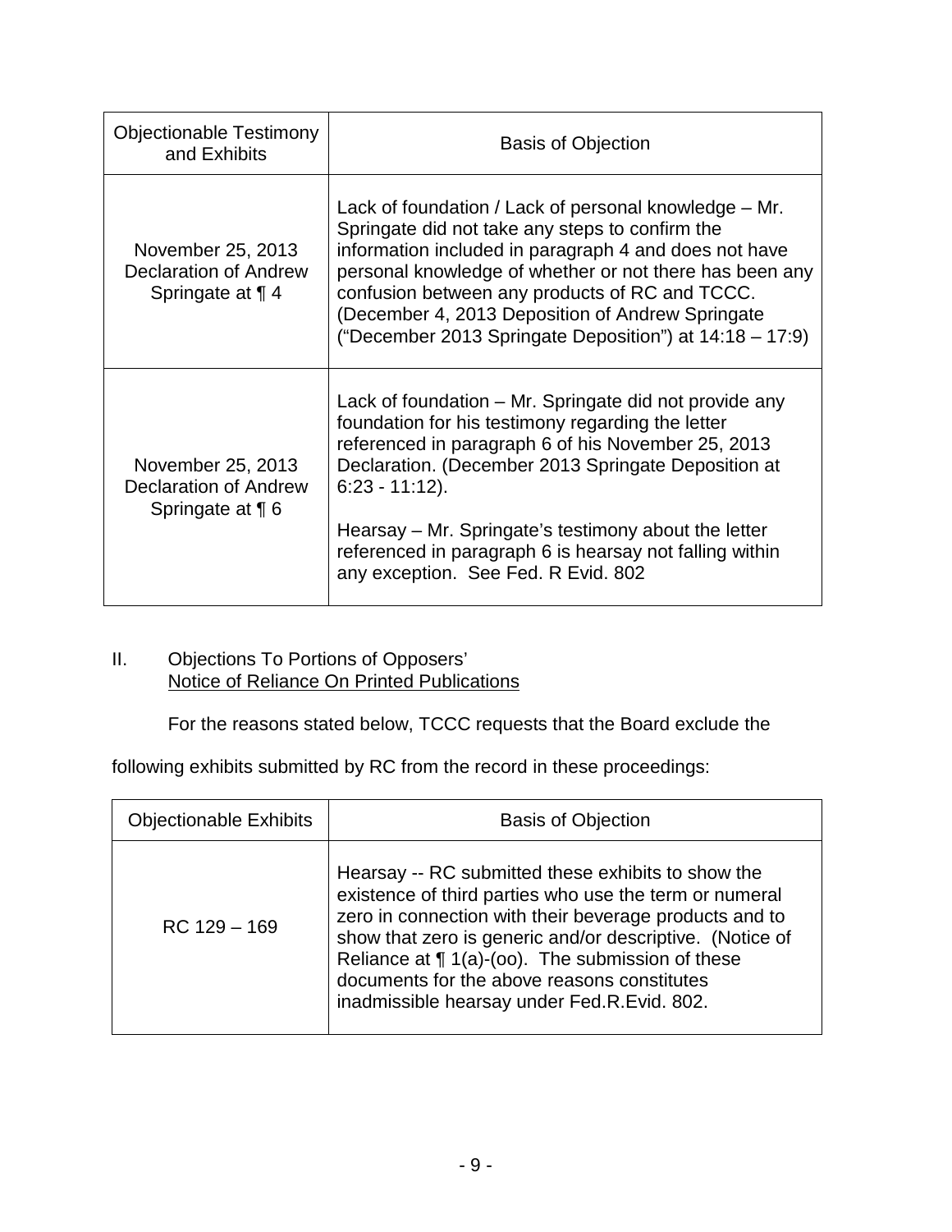| Objectionable Testimony and Exhibits | Basis of Objection |
|---|---|
| November 25, 2013 Declaration of Andrew Springate at ¶ 4 | Lack of foundation / Lack of personal knowledge – Mr. Springate did not take any steps to confirm the information included in paragraph 4 and does not have personal knowledge of whether or not there has been any confusion between any products of RC and TCCC. (December 4, 2013 Deposition of Andrew Springate ("December 2013 Springate Deposition") at 14:18 – 17:9) |
| November 25, 2013 Declaration of Andrew Springate at ¶ 6 | Lack of foundation – Mr. Springate did not provide any foundation for his testimony regarding the letter referenced in paragraph 6 of his November 25, 2013 Declaration. (December 2013 Springate Deposition at 6:23 - 11:12).<br><br>Hearsay – Mr. Springate's testimony about the letter referenced in paragraph 6 is hearsay not falling within any exception. See Fed. R Evid. 802 |

II. Objections To Portions of Opposers' Notice of Reliance On Printed Publications

For the reasons stated below, TCCC requests that the Board exclude the following exhibits submitted by RC from the record in these proceedings:

| Objectionable Exhibits | Basis of Objection |
|---|---|
| RC 129 – 169 | Hearsay -- RC submitted these exhibits to show the existence of third parties who use the term or numeral zero in connection with their beverage products and to show that zero is generic and/or descriptive. (Notice of Reliance at ¶ 1(a)-(oo). The submission of these documents for the above reasons constitutes inadmissible hearsay under Fed.R.Evid. 802. |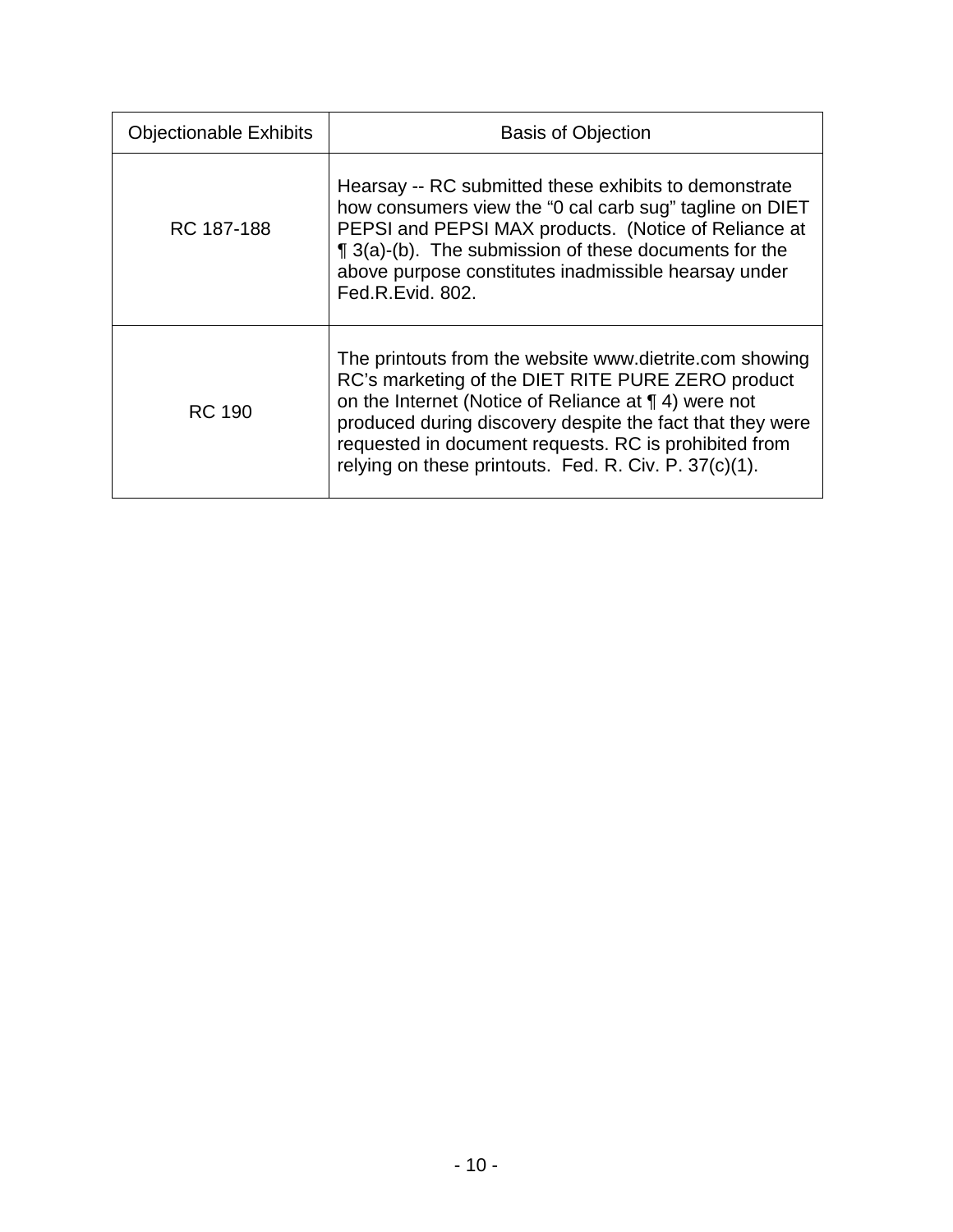| Objectionable Exhibits | Basis of Objection |
|---|---|
| RC 187-188 | Hearsay -- RC submitted these exhibits to demonstrate how consumers view the "0 cal carb sug" tagline on DIET PEPSI and PEPSI MAX products. (Notice of Reliance at ¶ 3(a)-(b). The submission of these documents for the above purpose constitutes inadmissible hearsay under Fed.R.Evid. 802. |
| RC 190 | The printouts from the website www.dietrite.com showing RC's marketing of the DIET RITE PURE ZERO product on the Internet (Notice of Reliance at ¶ 4) were not produced during discovery despite the fact that they were requested in document requests. RC is prohibited from relying on these printouts. Fed. R. Civ. P. 37(c)(1). |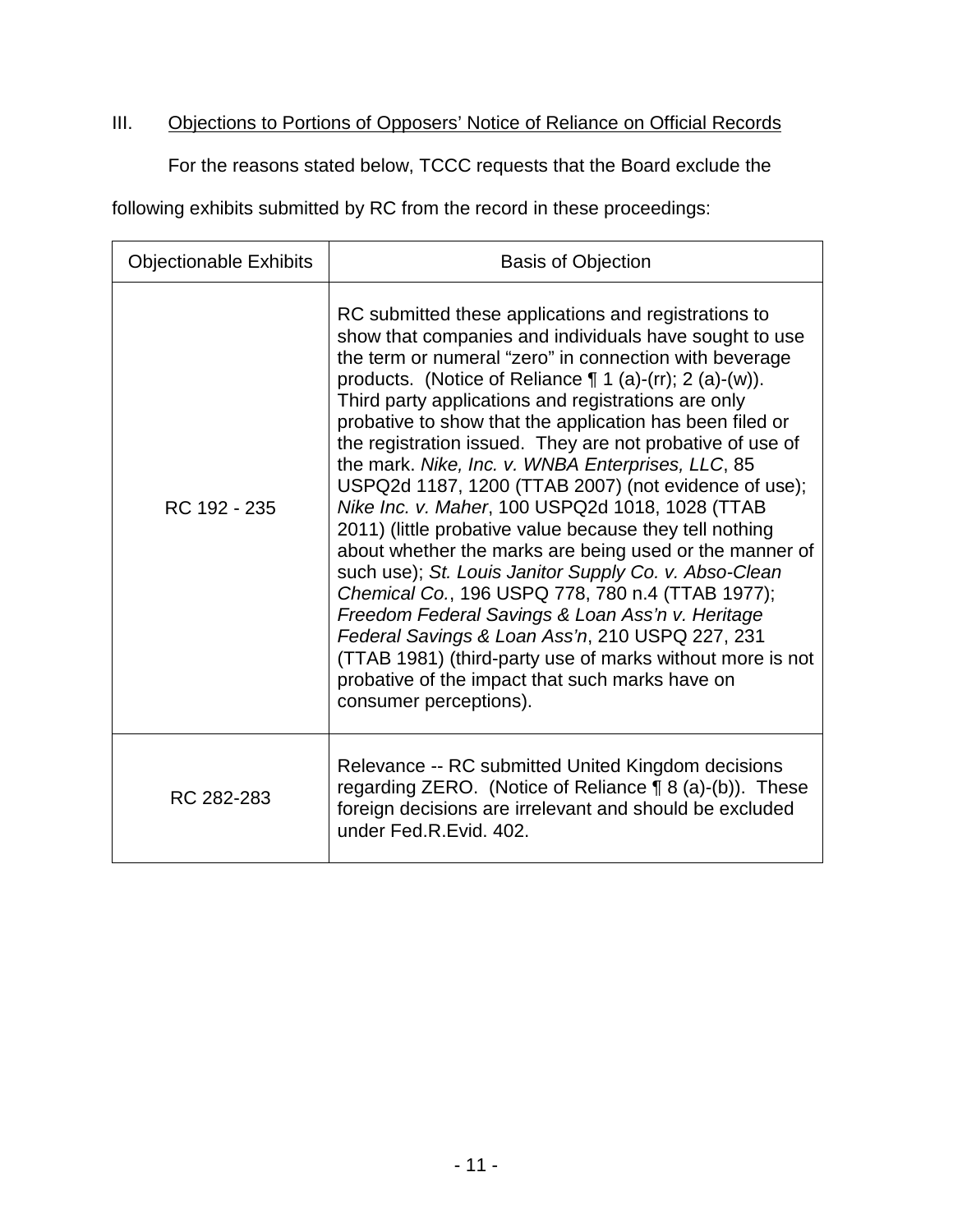## III. Objections to Portions of Opposers' Notice of Reliance on Official Records

For the reasons stated below, TCCC requests that the Board exclude the following exhibits submitted by RC from the record in these proceedings:

| Objectionable Exhibits | Basis of Objection |
| --- | --- |
| RC 192 - 235 | RC submitted these applications and registrations to show that companies and individuals have sought to use the term or numeral "zero" in connection with beverage products. (Notice of Reliance ¶ 1 (a)-(rr); 2 (a)-(w)). Third party applications and registrations are only probative to show that the application has been filed or the registration issued. They are not probative of use of the mark. *Nike, Inc. v. WNBA Enterprises, LLC*, 85 USPQ2d 1187, 1200 (TTAB 2007) (not evidence of use); *Nike Inc. v. Maher*, 100 USPQ2d 1018, 1028 (TTAB 2011) (little probative value because they tell nothing about whether the marks are being used or the manner of such use); *St. Louis Janitor Supply Co. v. Abso-Clean Chemical Co.*, 196 USPQ 778, 780 n.4 (TTAB 1977); *Freedom Federal Savings & Loan Ass'n v. Heritage Federal Savings & Loan Ass'n*, 210 USPQ 227, 231 (TTAB 1981) (third-party use of marks without more is not probative of the impact that such marks have on consumer perceptions). |
| RC 282-283 | Relevance -- RC submitted United Kingdom decisions regarding ZERO. (Notice of Reliance ¶ 8 (a)-(b)). These foreign decisions are irrelevant and should be excluded under Fed.R.Evid. 402. |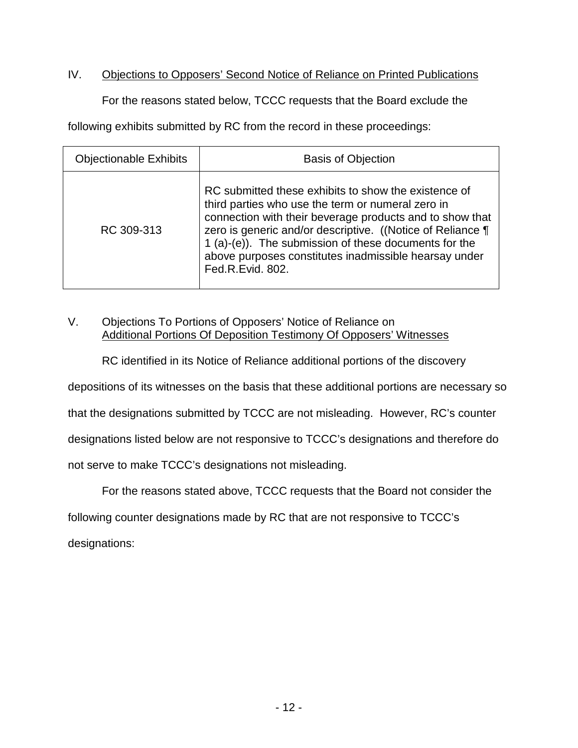## IV. Objections to Opposers' Second Notice of Reliance on Printed Publications

For the reasons stated below, TCCC requests that the Board exclude the following exhibits submitted by RC from the record in these proceedings:

| Objectionable Exhibits | Basis of Objection |
| --- | --- |
| RC 309-313 | RC submitted these exhibits to show the existence of third parties who use the term or numeral zero in connection with their beverage products and to show that zero is generic and/or descriptive. ((Notice of Reliance ¶ 1 (a)-(e)). The submission of these documents for the above purposes constitutes inadmissible hearsay under Fed.R.Evid. 802. |

## V. Objections To Portions of Opposers' Notice of Reliance on Additional Portions Of Deposition Testimony Of Opposers' Witnesses

RC identified in its Notice of Reliance additional portions of the discovery depositions of its witnesses on the basis that these additional portions are necessary so that the designations submitted by TCCC are not misleading. However, RC's counter designations listed below are not responsive to TCCC's designations and therefore do not serve to make TCCC's designations not misleading.

For the reasons stated above, TCCC requests that the Board not consider the following counter designations made by RC that are not responsive to TCCC's designations: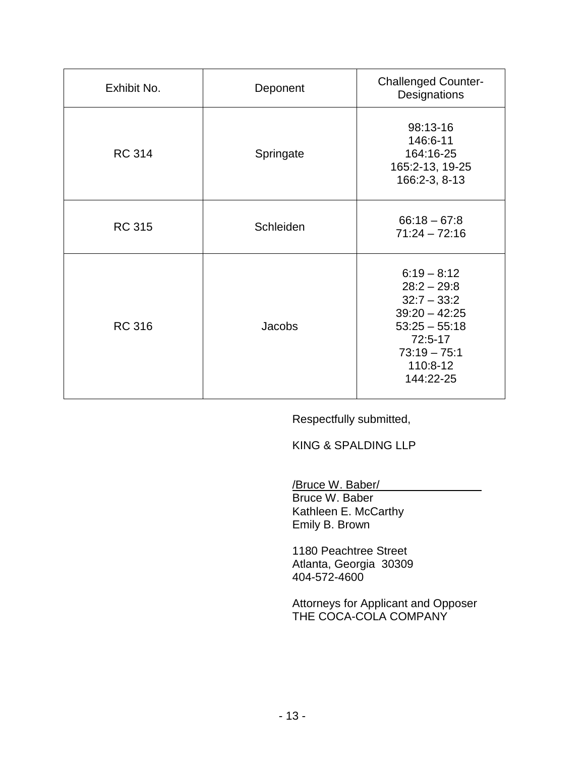| Exhibit No. | Deponent | Challenged Counter-Designations |
| --- | --- | --- |
| RC 314 | Springate | 98:13-16<br>146:6-11<br>164:16-25<br>165:2-13, 19-25<br>166:2-3, 8-13 |
| RC 315 | Schleiden | 66:18 – 67:8<br>71:24 – 72:16 |
| RC 316 | Jacobs | 6:19 – 8:12<br>28:2 – 29:8<br>32:7 – 33:2<br>39:20 – 42:25<br>53:25 – 55:18<br>72:5-17<br>73:19 – 75:1<br>110:8-12<br>144:22-25 |

Respectfully submitted,

KING & SPALDING LLP

/Bruce W. Baber/
Bruce W. Baber
Kathleen E. McCarthy
Emily B. Brown

1180 Peachtree Street
Atlanta, Georgia 30309
404-572-4600

Attorneys for Applicant and Opposer
THE COCA-COLA COMPANY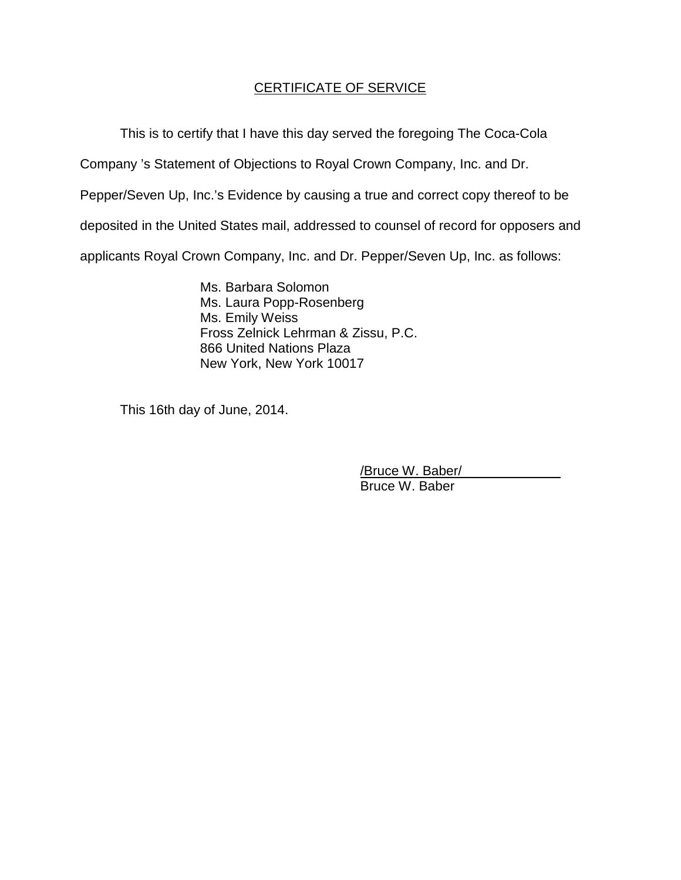## CERTIFICATE OF SERVICE

This is to certify that I have this day served the foregoing The Coca-Cola Company 's Statement of Objections to Royal Crown Company, Inc. and Dr. Pepper/Seven Up, Inc.'s Evidence by causing a true and correct copy thereof to be deposited in the United States mail, addressed to counsel of record for opposers and applicants Royal Crown Company, Inc. and Dr. Pepper/Seven Up, Inc. as follows:

Ms. Barbara Solomon
Ms. Laura Popp-Rosenberg
Ms. Emily Weiss
Fross Zelnick Lehrman & Zissu, P.C.
866 United Nations Plaza
New York, New York 10017

This 16th day of June, 2014.

/Bruce W. Baber/
Bruce W. Baber